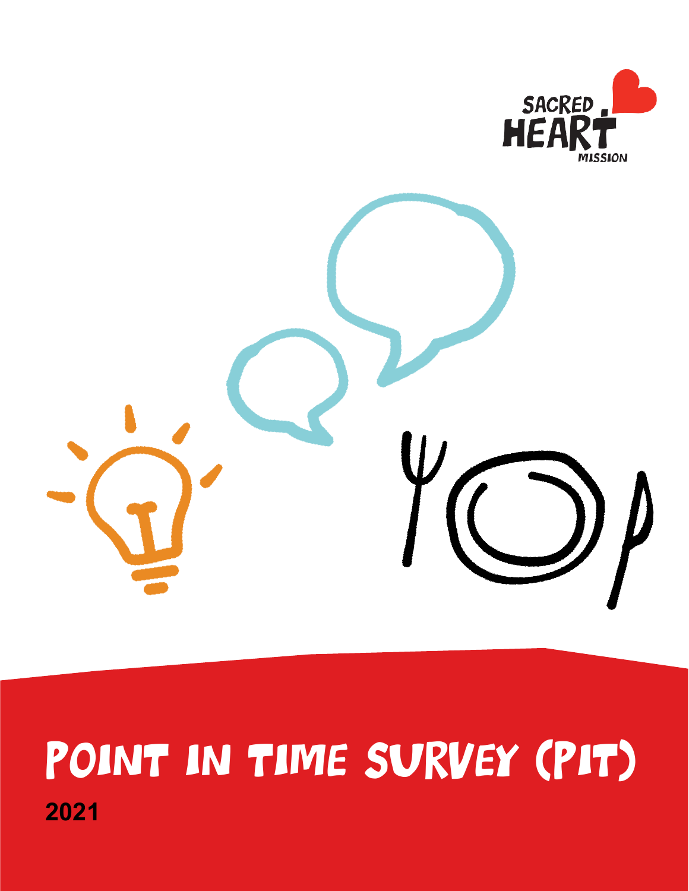SACRED HEART MISSION

# POINT IN TIME SURVEY (PIT)

**2021**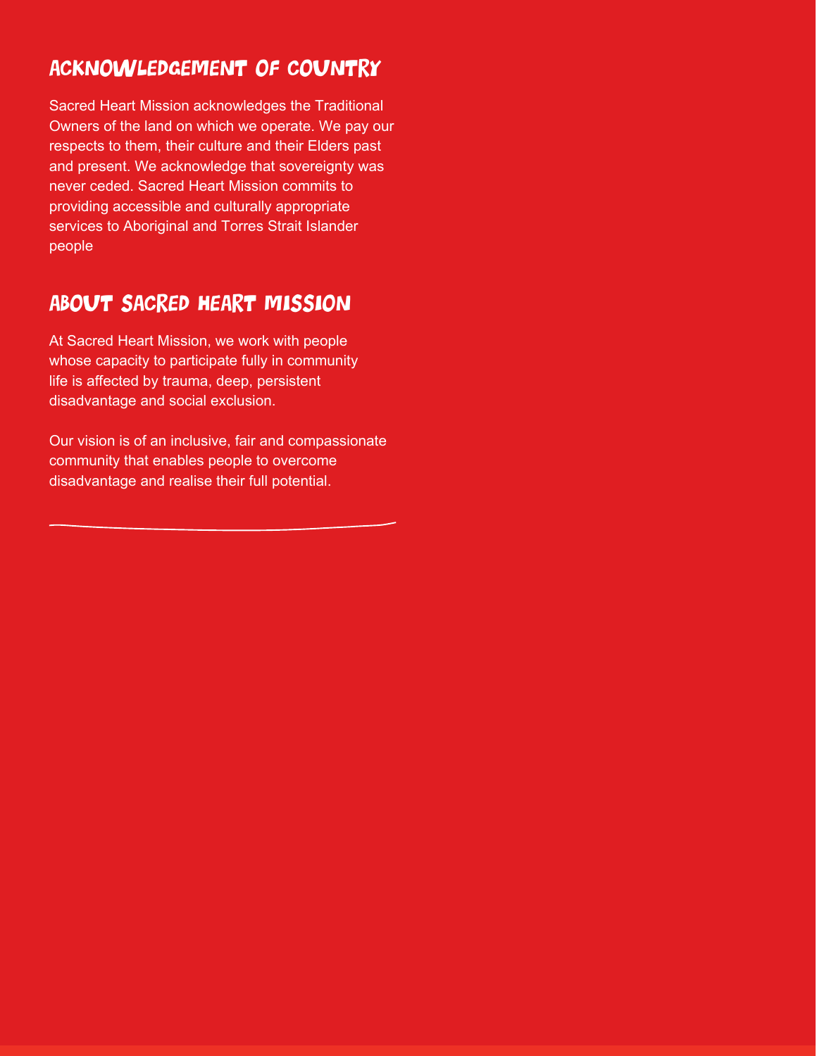## ACKNOWLEDGEMENT OF COUNTRY

Sacred Heart Mission acknowledges the Traditional Owners of the land on which we operate. We pay our respects to them, their culture and their Elders past and present. We acknowledge that sovereignty was never ceded. Sacred Heart Mission commits to providing accessible and culturally appropriate services to Aboriginal and Torres Strait Islander people

## ABOUT SACRED HEART MISSION

At Sacred Heart Mission, we work with people whose capacity to participate fully in community life is affected by trauma, deep, persistent disadvantage and social exclusion.

Our vision is of an inclusive, fair and compassionate community that enables people to overcome disadvantage and realise their full potential.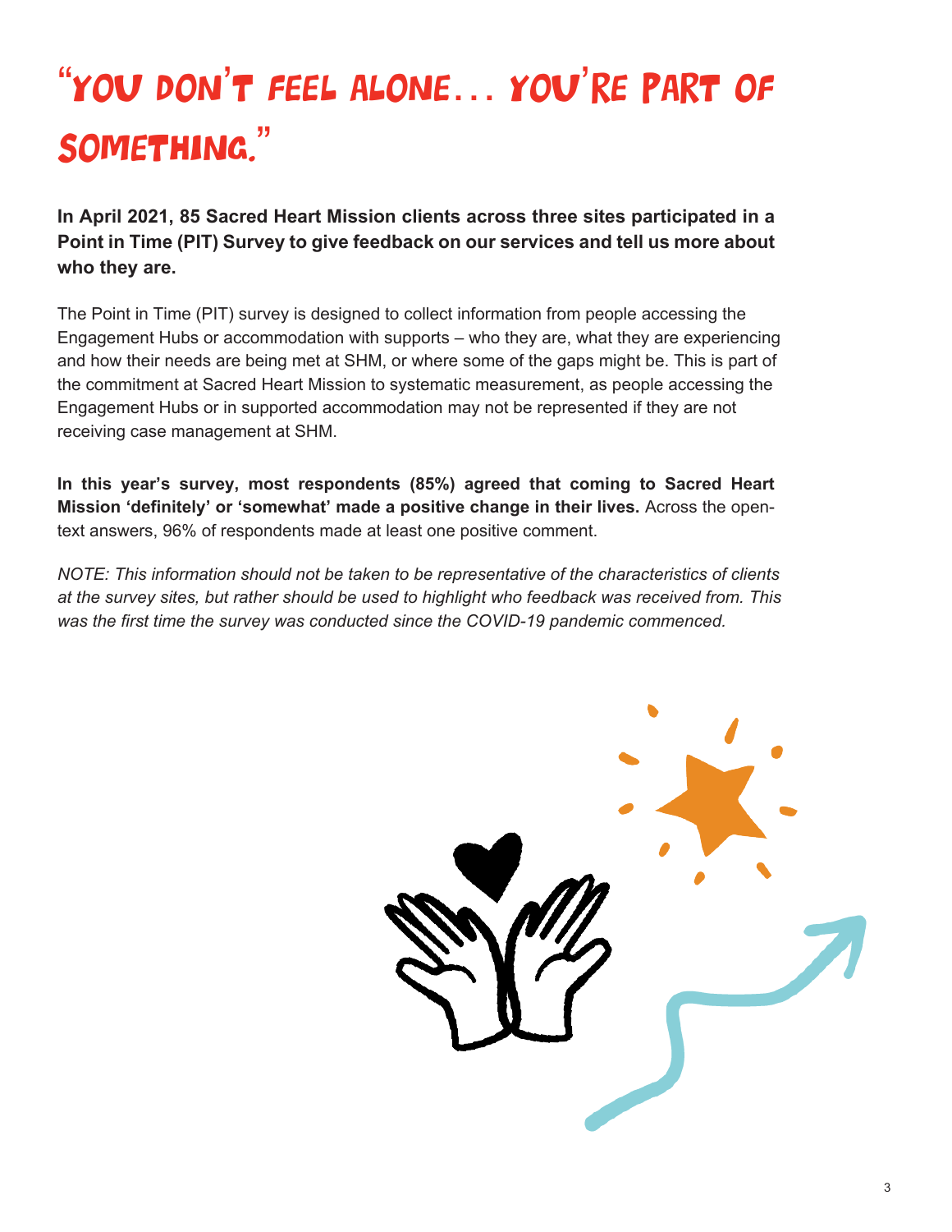# "You don't feel alone... you're part of something."

**In April 2021, 85 Sacred Heart Mission clients across three sites participated in a Point in Time (PIT) Survey to give feedback on our services and tell us more about who they are.**

The Point in Time (PIT) survey is designed to collect information from people accessing the Engagement Hubs or accommodation with supports – who they are, what they are experiencing and how their needs are being met at SHM, or where some of the gaps might be. This is part of the commitment at Sacred Heart Mission to systematic measurement, as people accessing the Engagement Hubs or in supported accommodation may not be represented if they are not receiving case management at SHM.

**In this year's survey, most respondents (85%) agreed that coming to Sacred Heart Mission 'definitely' or 'somewhat' made a positive change in their lives.** Across the open-text answers, 96% of respondents made at least one positive comment.

*NOTE: This information should not be taken to be representative of the characteristics of clients at the survey sites, but rather should be used to highlight who feedback was received from. This was the first time the survey was conducted since the COVID-19 pandemic commenced.*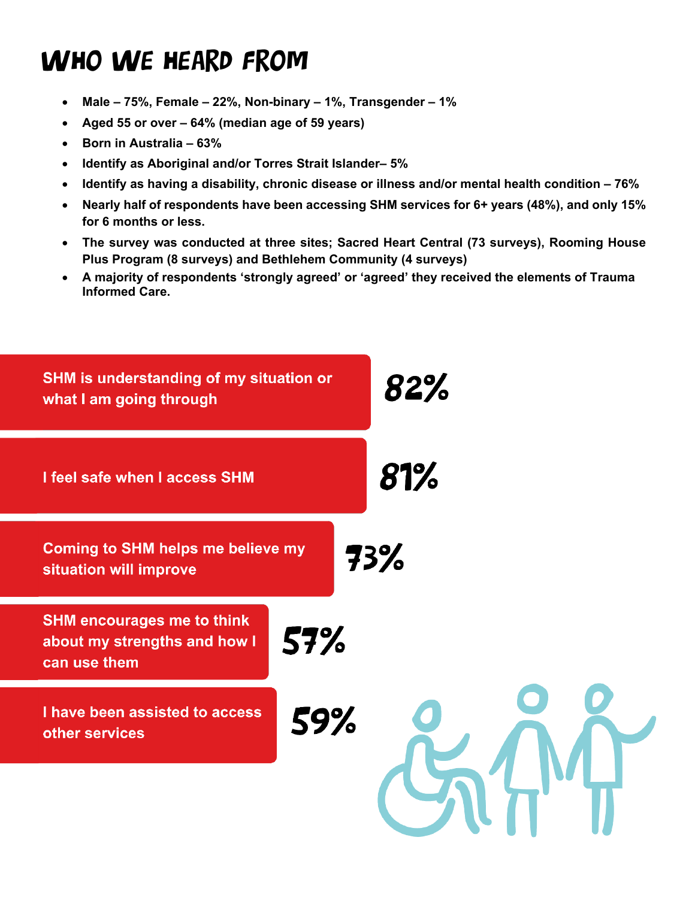# WHO WE HEARD FROM

- **Male – 75%, Female – 22%, Non-binary – 1%, Transgender – 1%**
- **Aged 55 or over – 64% (median age of 59 years)**
- **Born in Australia – 63%**
- **Identify as Aboriginal and/or Torres Strait Islander– 5%**
- **Identify as having a disability, chronic disease or illness and/or mental health condition – 76%**
- **Nearly half of respondents have been accessing SHM services for 6+ years (48%), and only 15% for 6 months or less.**
- **The survey was conducted at three sites; Sacred Heart Central (73 surveys), Rooming House Plus Program (8 surveys) and Bethlehem Community (4 surveys)**
- **A majority of respondents 'strongly agreed' or 'agreed' they received the elements of Trauma Informed Care.**

| Statement | Percentage |
| --- | --- |
| SHM is understanding of my situation or what I am going through | 82% |
| I feel safe when I access SHM | 81% |
| Coming to SHM helps me believe my situation will improve | 73% |
| SHM encourages me to think about my strengths and how I can use them | 57% |
| I have been assisted to access other services | 59% |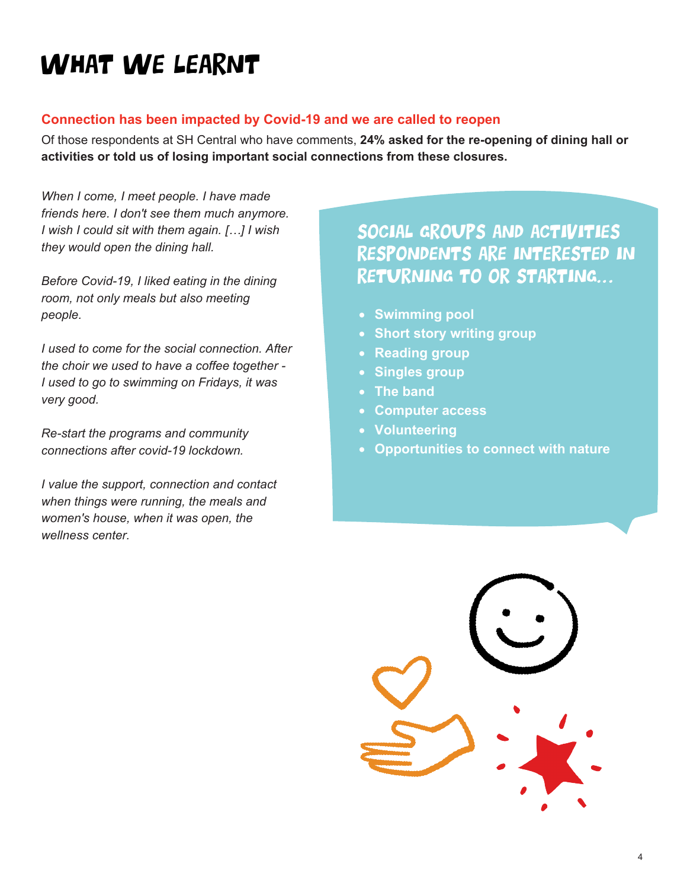# What We Learnt

**Connection has been impacted by Covid-19 and we are called to reopen**

Of those respondents at SH Central who have comments, **24% asked for the re-opening of dining hall or activities or told us of losing important social connections from these closures.**

*When I come, I meet people. I have made friends here. I don't see them much anymore. I wish I could sit with them again. […] I wish they would open the dining hall.*

*Before Covid-19, I liked eating in the dining room, not only meals but also meeting people.*

*I used to come for the social connection. After the choir we used to have a coffee together - I used to go to swimming on Fridays, it was very good.*

*Re-start the programs and community connections after covid-19 lockdown.*

*I value the support, connection and contact when things were running, the meals and women's house, when it was open, the wellness center.*

## Social groups and activities respondents are interested in returning to or starting...

- **Swimming pool**
- **Short story writing group**
- **Reading group**
- **Singles group**
- **The band**
- **Computer access**
- **Volunteering**
- **Opportunities to connect with nature**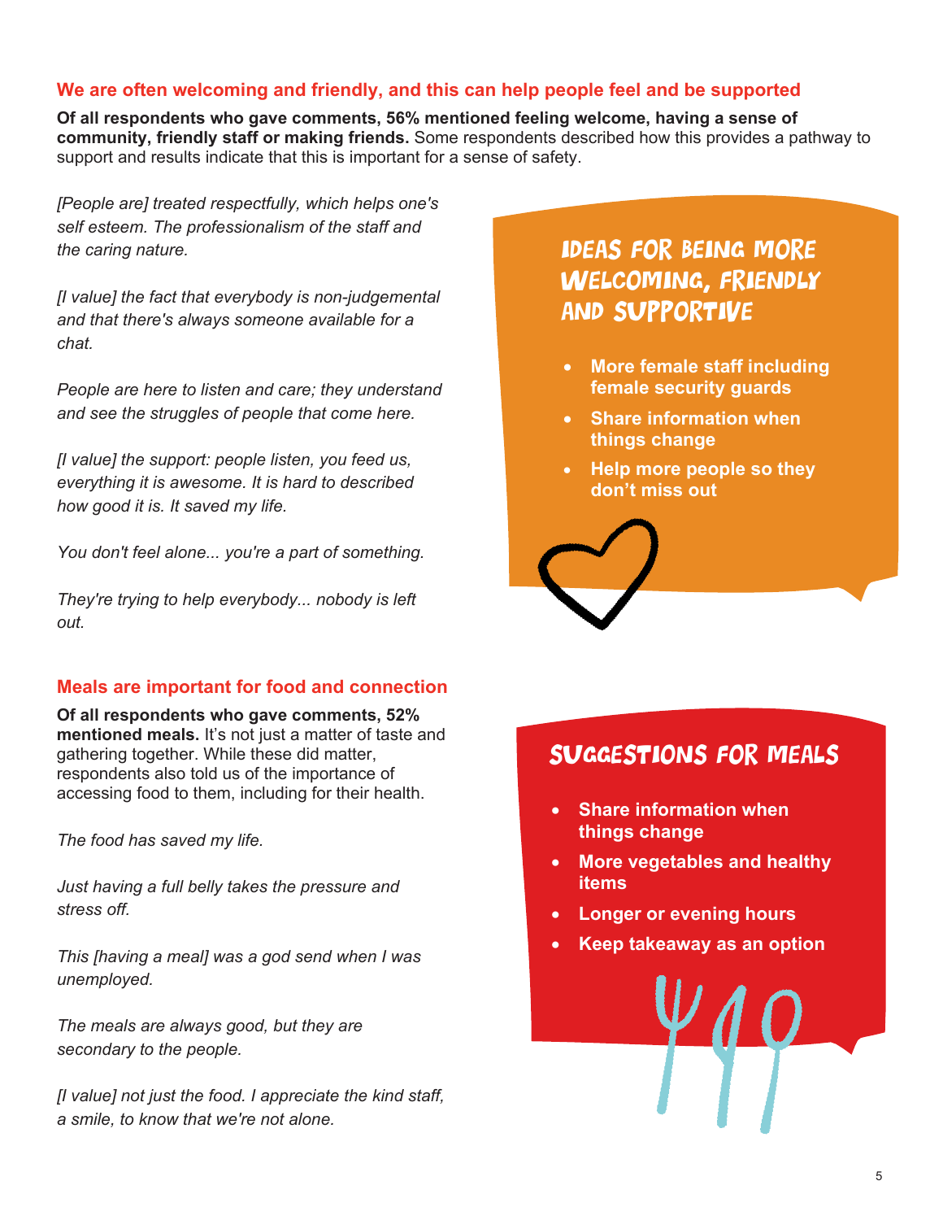## We are often welcoming and friendly, and this can help people feel and be supported

**Of all respondents who gave comments, 56% mentioned feeling welcome, having a sense of community, friendly staff or making friends.** Some respondents described how this provides a pathway to support and results indicate that this is important for a sense of safety.

*[People are] treated respectfully, which helps one's self esteem. The professionalism of the staff and the caring nature.*

*[I value] the fact that everybody is non-judgemental and that there's always someone available for a chat.*

*People are here to listen and care; they understand and see the struggles of people that come here.*

*[I value] the support: people listen, you feed us, everything it is awesome. It is hard to described how good it is. It saved my life.*

*You don't feel alone... you're a part of something.*

*They're trying to help everybody... nobody is left out.*

### IDEAS FOR BEING MORE WELCOMING, FRIENDLY AND SUPPORTIVE

- **More female staff including female security guards**
- **Share information when things change**
- **Help more people so they don't miss out**

## Meals are important for food and connection

**Of all respondents who gave comments, 52% mentioned meals.** It's not just a matter of taste and gathering together. While these did matter, respondents also told us of the importance of accessing food to them, including for their health.

*The food has saved my life.*

*Just having a full belly takes the pressure and stress off.*

*This [having a meal] was a god send when I was unemployed.*

*The meals are always good, but they are secondary to the people.*

*[I value] not just the food. I appreciate the kind staff, a smile, to know that we're not alone.*

### SUGGESTIONS FOR MEALS

- **Share information when things change**
- **More vegetables and healthy items**
- **Longer or evening hours**
- **Keep takeaway as an option**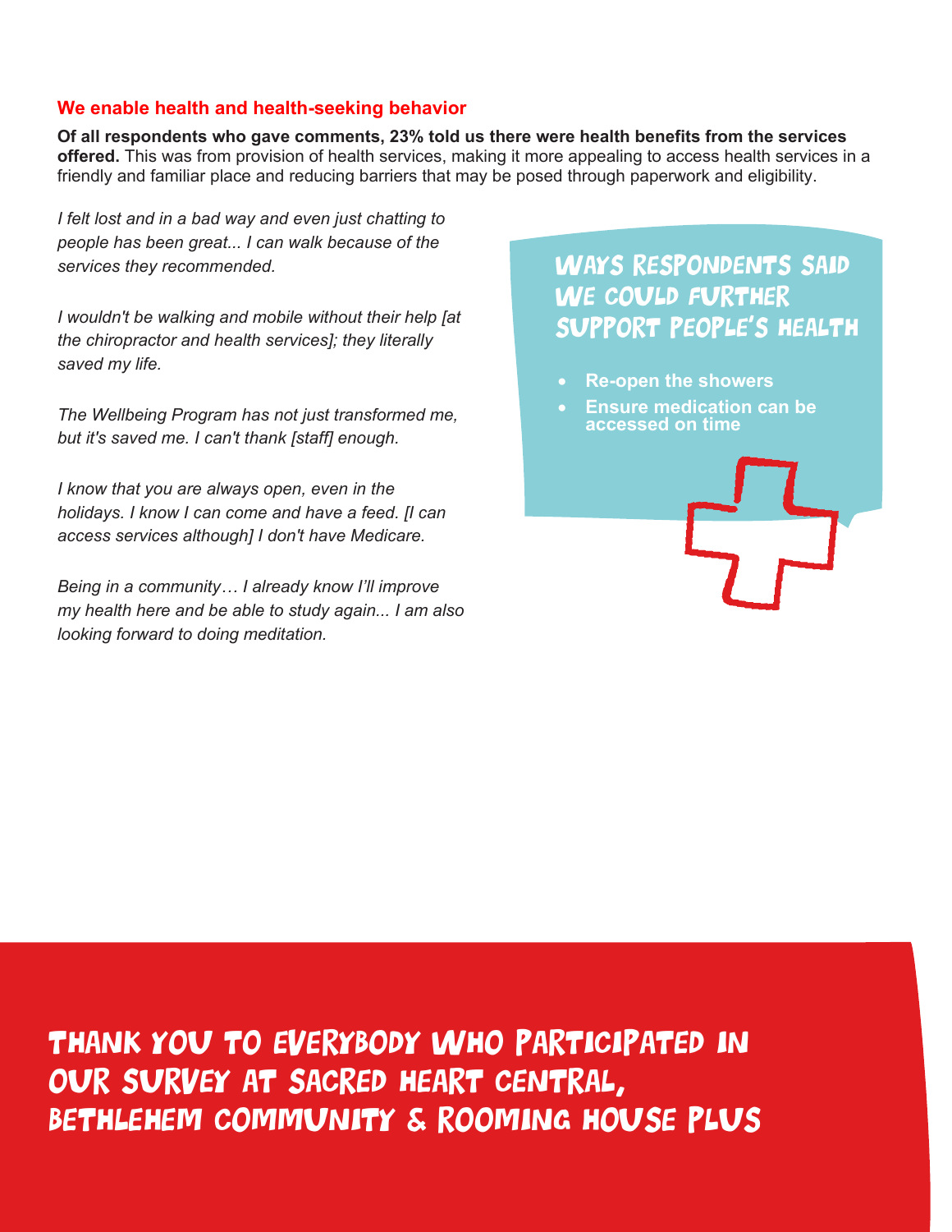## We enable health and health-seeking behavior

**Of all respondents who gave comments, 23% told us there were health benefits from the services offered.** This was from provision of health services, making it more appealing to access health services in a friendly and familiar place and reducing barriers that may be posed through paperwork and eligibility.

*I felt lost and in a bad way and even just chatting to people has been great... I can walk because of the services they recommended.*

*I wouldn't be walking and mobile without their help [at the chiropractor and health services]; they literally saved my life.*

*The Wellbeing Program has not just transformed me, but it's saved me. I can't thank [staff] enough.*

*I know that you are always open, even in the holidays. I know I can come and have a feed. [I can access services although] I don't have Medicare.*

*Being in a community… I already know I'll improve my health here and be able to study again... I am also looking forward to doing meditation.*

### Ways respondents said we could further support people's health

- **Re-open the showers**
- **Ensure medication can be accessed on time**

## Thank you to everybody who participated in our survey at Sacred Heart Central, Bethlehem Community & Rooming House Plus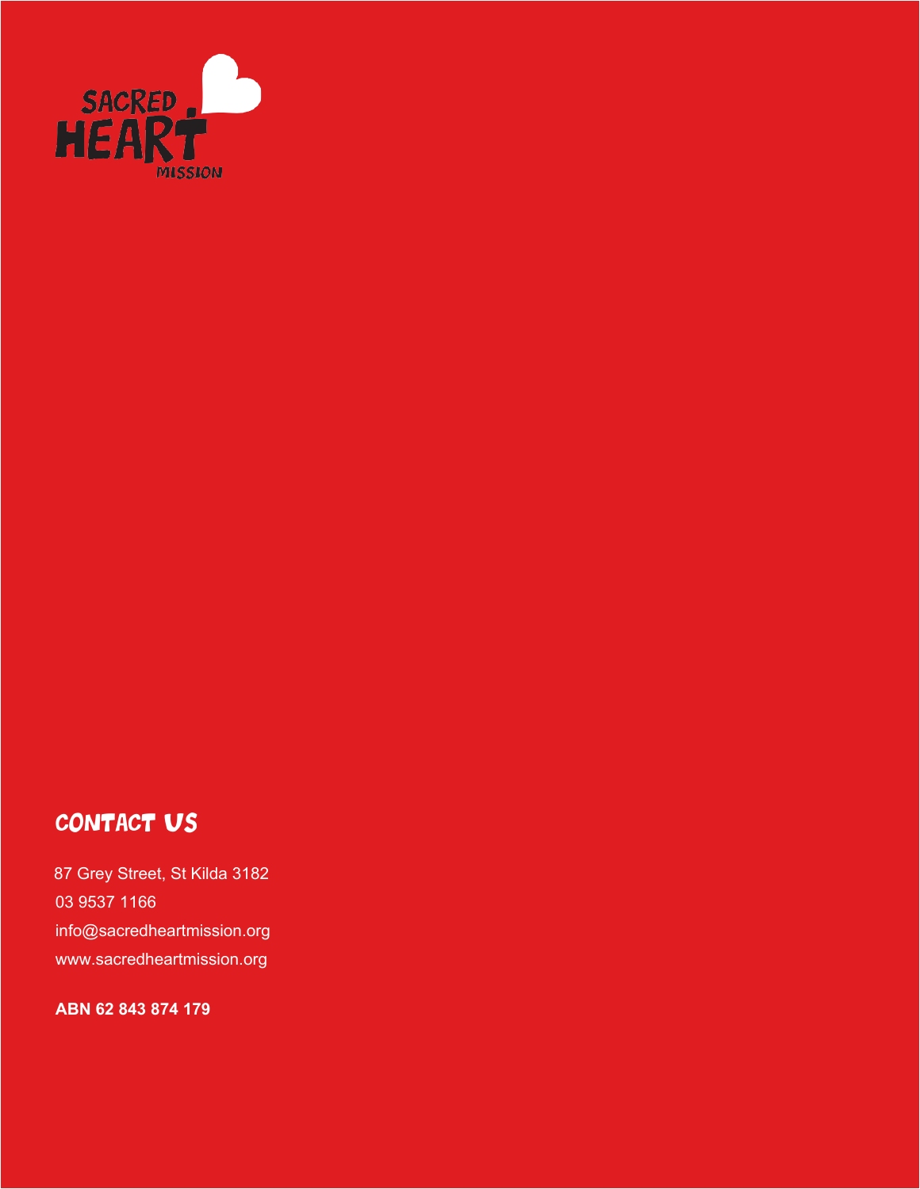SACRED HEART MISSION

## CONTACT US

87 Grey Street, St Kilda 3182
03 9537 1166
info@sacredheartmission.org
www.sacredheartmission.org

**ABN 62 843 874 179**